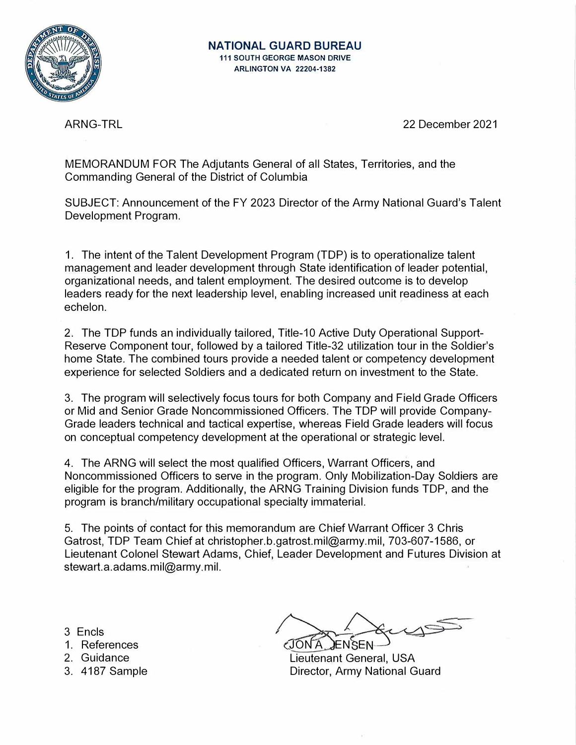**NATIONAL GUARD BUREAU**
**111 SOUTH GEORGE MASON DRIVE**
**ARLINGTON VA 22204-1382**

ARNG-TRL 22 December 2021

MEMORANDUM FOR The Adjutants General of all States, Territories, and the Commanding General of the District of Columbia

SUBJECT: Announcement of the FY 2023 Director of the Army National Guard's Talent Development Program.

1. The intent of the Talent Development Program (TDP) is to operationalize talent management and leader development through State identification of leader potential, organizational needs, and talent employment. The desired outcome is to develop leaders ready for the next leadership level, enabling increased unit readiness at each echelon.

2. The TDP funds an individually tailored, Title-10 Active Duty Operational Support-Reserve Component tour, followed by a tailored Title-32 utilization tour in the Soldier's home State. The combined tours provide a needed talent or competency development experience for selected Soldiers and a dedicated return on investment to the State.

3. The program will selectively focus tours for both Company and Field Grade Officers or Mid and Senior Grade Noncommissioned Officers. The TDP will provide Company-Grade leaders technical and tactical expertise, whereas Field Grade leaders will focus on conceptual competency development at the operational or strategic level.

4. The ARNG will select the most qualified Officers, Warrant Officers, and Noncommissioned Officers to serve in the program. Only Mobilization-Day Soldiers are eligible for the program. Additionally, the ARNG Training Division funds TDP, and the program is branch/military occupational specialty immaterial.

5. The points of contact for this memorandum are Chief Warrant Officer 3 Chris Gatrost, TDP Team Chief at christopher.b.gatrost.mil@army.mil, 703-607-1586, or Lieutenant Colonel Stewart Adams, Chief, Leader Development and Futures Division at stewart.a.adams.mil@army.mil.

3 Encls
1. References
2. Guidance
3. 4187 Sample

JON A. JENSEN
Lieutenant General, USA
Director, Army National Guard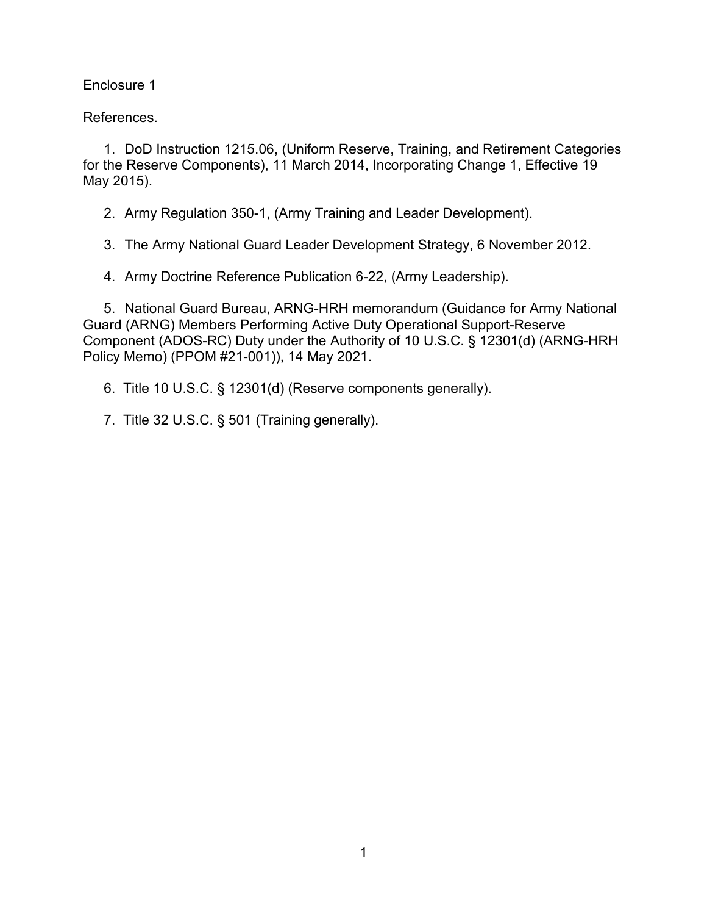Enclosure 1

References.

1. DoD Instruction 1215.06, (Uniform Reserve, Training, and Retirement Categories for the Reserve Components), 11 March 2014, Incorporating Change 1, Effective 19 May 2015).

2. Army Regulation 350-1, (Army Training and Leader Development).

3. The Army National Guard Leader Development Strategy, 6 November 2012.

4. Army Doctrine Reference Publication 6-22, (Army Leadership).

5. National Guard Bureau, ARNG-HRH memorandum (Guidance for Army National Guard (ARNG) Members Performing Active Duty Operational Support-Reserve Component (ADOS-RC) Duty under the Authority of 10 U.S.C. § 12301(d) (ARNG-HRH Policy Memo) (PPOM #21-001)), 14 May 2021.

6. Title 10 U.S.C. § 12301(d) (Reserve components generally).

7. Title 32 U.S.C. § 501 (Training generally).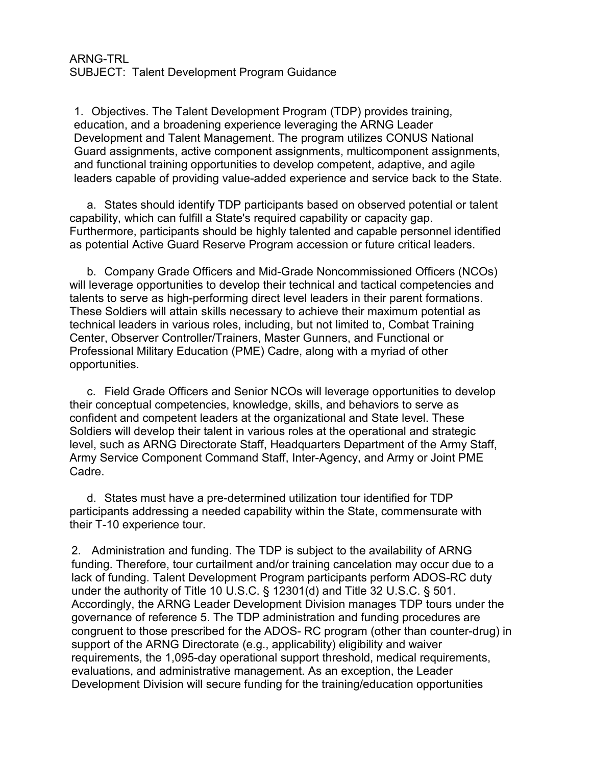ARNG-TRL
SUBJECT: Talent Development Program Guidance

1. Objectives. The Talent Development Program (TDP) provides training, education, and a broadening experience leveraging the ARNG Leader Development and Talent Management. The program utilizes CONUS National Guard assignments, active component assignments, multicomponent assignments, and functional training opportunities to develop competent, adaptive, and agile leaders capable of providing value-added experience and service back to the State.

a. States should identify TDP participants based on observed potential or talent capability, which can fulfill a State's required capability or capacity gap. Furthermore, participants should be highly talented and capable personnel identified as potential Active Guard Reserve Program accession or future critical leaders.

b. Company Grade Officers and Mid-Grade Noncommissioned Officers (NCOs) will leverage opportunities to develop their technical and tactical competencies and talents to serve as high-performing direct level leaders in their parent formations. These Soldiers will attain skills necessary to achieve their maximum potential as technical leaders in various roles, including, but not limited to, Combat Training Center, Observer Controller/Trainers, Master Gunners, and Functional or Professional Military Education (PME) Cadre, along with a myriad of other opportunities.

c. Field Grade Officers and Senior NCOs will leverage opportunities to develop their conceptual competencies, knowledge, skills, and behaviors to serve as confident and competent leaders at the organizational and State level. These Soldiers will develop their talent in various roles at the operational and strategic level, such as ARNG Directorate Staff, Headquarters Department of the Army Staff, Army Service Component Command Staff, Inter-Agency, and Army or Joint PME Cadre.

d. States must have a pre-determined utilization tour identified for TDP participants addressing a needed capability within the State, commensurate with their T-10 experience tour.

2. Administration and funding. The TDP is subject to the availability of ARNG funding. Therefore, tour curtailment and/or training cancelation may occur due to a lack of funding. Talent Development Program participants perform ADOS-RC duty under the authority of Title 10 U.S.C. § 12301(d) and Title 32 U.S.C. § 501. Accordingly, the ARNG Leader Development Division manages TDP tours under the governance of reference 5. The TDP administration and funding procedures are congruent to those prescribed for the ADOS- RC program (other than counter-drug) in support of the ARNG Directorate (e.g., applicability) eligibility and waiver requirements, the 1,095-day operational support threshold, medical requirements, evaluations, and administrative management. As an exception, the Leader Development Division will secure funding for the training/education opportunities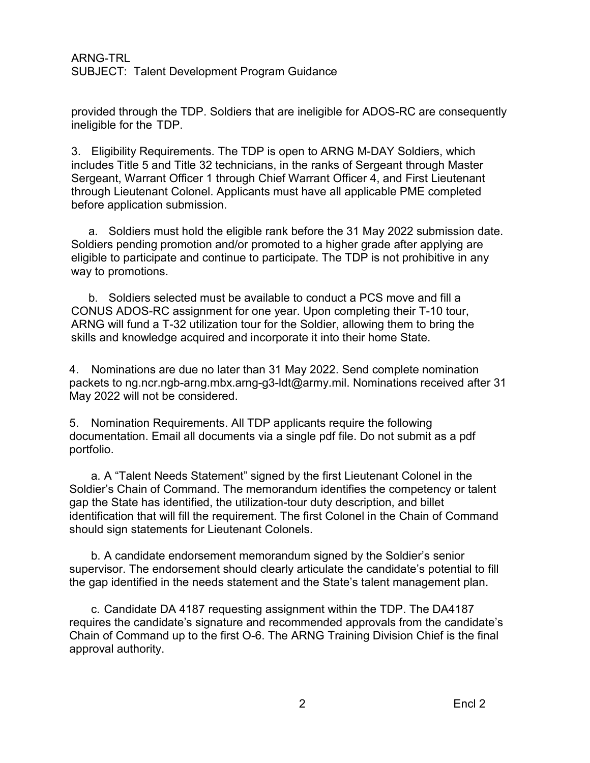provided through the TDP. Soldiers that are ineligible for ADOS-RC are consequently ineligible for the TDP.

3. Eligibility Requirements. The TDP is open to ARNG M-DAY Soldiers, which includes Title 5 and Title 32 technicians, in the ranks of Sergeant through Master Sergeant, Warrant Officer 1 through Chief Warrant Officer 4, and First Lieutenant through Lieutenant Colonel. Applicants must have all applicable PME completed before application submission.

a. Soldiers must hold the eligible rank before the 31 May 2022 submission date. Soldiers pending promotion and/or promoted to a higher grade after applying are eligible to participate and continue to participate. The TDP is not prohibitive in any way to promotions.

b. Soldiers selected must be available to conduct a PCS move and fill a CONUS ADOS-RC assignment for one year. Upon completing their T-10 tour, ARNG will fund a T-32 utilization tour for the Soldier, allowing them to bring the skills and knowledge acquired and incorporate it into their home State.

4. Nominations are due no later than 31 May 2022. Send complete nomination packets to ng.ncr.ngb-arng.mbx.arng-g3-ldt@army.mil. Nominations received after 31 May 2022 will not be considered.

5. Nomination Requirements. All TDP applicants require the following documentation. Email all documents via a single pdf file. Do not submit as a pdf portfolio.

a. A "Talent Needs Statement" signed by the first Lieutenant Colonel in the Soldier's Chain of Command. The memorandum identifies the competency or talent gap the State has identified, the utilization-tour duty description, and billet identification that will fill the requirement. The first Colonel in the Chain of Command should sign statements for Lieutenant Colonels.

b. A candidate endorsement memorandum signed by the Soldier's senior supervisor. The endorsement should clearly articulate the candidate's potential to fill the gap identified in the needs statement and the State's talent management plan.

c. Candidate DA 4187 requesting assignment within the TDP. The DA4187 requires the candidate's signature and recommended approvals from the candidate's Chain of Command up to the first O-6. The ARNG Training Division Chief is the final approval authority.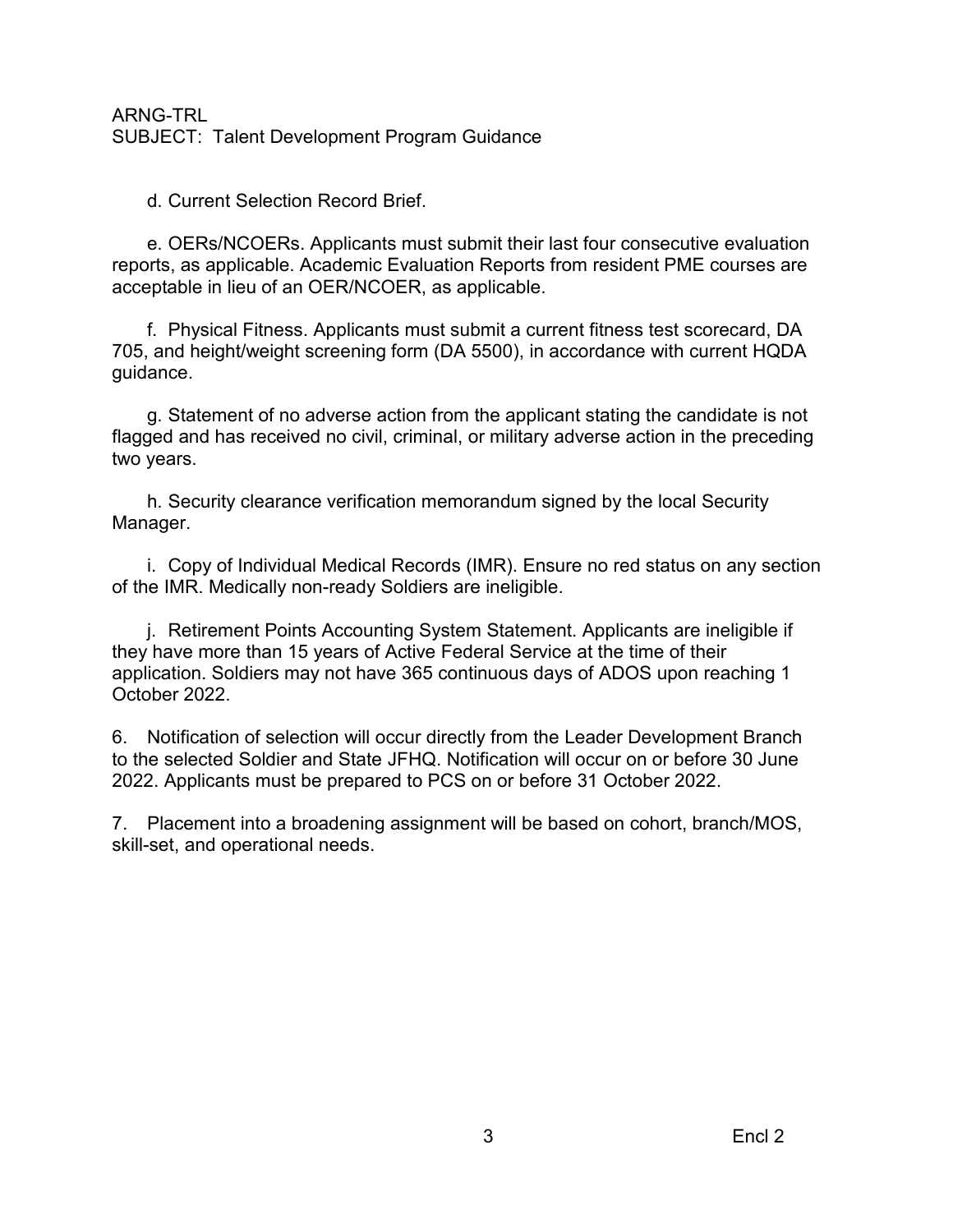d. Current Selection Record Brief.

e. OERs/NCOERs. Applicants must submit their last four consecutive evaluation reports, as applicable. Academic Evaluation Reports from resident PME courses are acceptable in lieu of an OER/NCOER, as applicable.

f. Physical Fitness. Applicants must submit a current fitness test scorecard, DA 705, and height/weight screening form (DA 5500), in accordance with current HQDA guidance.

g. Statement of no adverse action from the applicant stating the candidate is not flagged and has received no civil, criminal, or military adverse action in the preceding two years.

h. Security clearance verification memorandum signed by the local Security Manager.

i. Copy of Individual Medical Records (IMR). Ensure no red status on any section of the IMR. Medically non-ready Soldiers are ineligible.

j. Retirement Points Accounting System Statement. Applicants are ineligible if they have more than 15 years of Active Federal Service at the time of their application. Soldiers may not have 365 continuous days of ADOS upon reaching 1 October 2022.

6. Notification of selection will occur directly from the Leader Development Branch to the selected Soldier and State JFHQ. Notification will occur on or before 30 June 2022. Applicants must be prepared to PCS on or before 31 October 2022.

7. Placement into a broadening assignment will be based on cohort, branch/MOS, skill-set, and operational needs.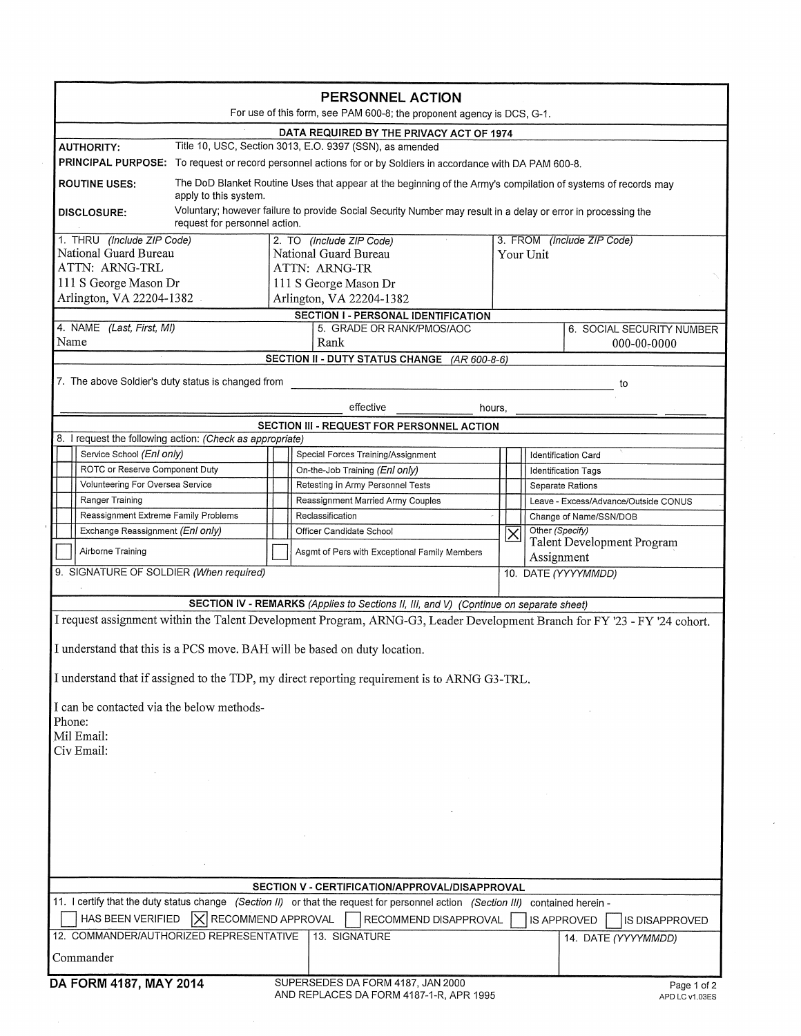# PERSONNEL ACTION

For use of this form, see PAM 600-8; the proponent agency is DCS, G-1.

## DATA REQUIRED BY THE PRIVACY ACT OF 1974

**AUTHORITY:** Title 10, USC, Section 3013, E.O. 9397 (SSN), as amended

**PRINCIPAL PURPOSE:** To request or record personnel actions for or by Soldiers in accordance with DA PAM 600-8.

**ROUTINE USES:** The DoD Blanket Routine Uses that appear at the beginning of the Army's compilation of systems of records may apply to this system.

**DISCLOSURE:** Voluntary; however failure to provide Social Security Number may result in a delay or error in processing the request for personnel action.

| 1. THRU *(Include ZIP Code)* | 2. TO *(Include ZIP Code)* | 3. FROM *(Include ZIP Code)* |
|---|---|---|
| National Guard Bureau<br>ATTN: ARNG-TRL<br>111 S George Mason Dr<br>Arlington, VA 22204-1382 | National Guard Bureau<br>ATTN: ARNG-TR<br>111 S George Mason Dr<br>Arlington, VA 22204-1382 | Your Unit |

## SECTION I - PERSONAL IDENTIFICATION

| 4. NAME *(Last, First, MI)* | 5. GRADE OR RANK/PMOS/AOC | 6. SOCIAL SECURITY NUMBER |
|---|---|---|
| Name | Rank | 000-00-0000 |

## SECTION II - DUTY STATUS CHANGE *(AR 600-8-6)*

7. The above Soldier's duty status is changed from ____________________ to ____________________ effective __________ hours, ____________________

## SECTION III - REQUEST FOR PERSONNEL ACTION

8. I request the following action: *(Check as appropriate)*

| | | | | | |
|---|---|---|---|---|---|
| [ ] | Service School *(Enl only)* | [ ] | Special Forces Training/Assignment | [ ] | Identification Card |
| [ ] | ROTC or Reserve Component Duty | [ ] | On-the-Job Training *(Enl only)* | [ ] | Identification Tags |
| [ ] | Volunteering For Oversea Service | [ ] | Retesting in Army Personnel Tests | [ ] | Separate Rations |
| [ ] | Ranger Training | [ ] | Reassignment Married Army Couples | [ ] | Leave - Excess/Advance/Outside CONUS |
| [ ] | Reassignment Extreme Family Problems | [ ] | Reclassification | [ ] | Change of Name/SSN/DOB |
| [ ] | Exchange Reassignment *(Enl only)* | [ ] | Officer Candidate School | [X] | Other *(Specify)* Talent Development Program Assignment |
| [ ] | Airborne Training | [ ] | Asgmt of Pers with Exceptional Family Members | | |

| 9. SIGNATURE OF SOLDIER *(When required)* | 10. DATE *(YYYYMMDD)* |
|---|---|
| | |

## SECTION IV - REMARKS *(Applies to Sections II, III, and V)* *(Continue on separate sheet)*

I request assignment within the Talent Development Program, ARNG-G3, Leader Development Branch for FY '23 - FY '24 cohort.

I understand that this is a PCS move. BAH will be based on duty location.

I understand that if assigned to the TDP, my direct reporting requirement is to ARNG G3-TRL.

I can be contacted via the below methods-
Phone:
Mil Email:
Civ Email:

## SECTION V - CERTIFICATION/APPROVAL/DISAPPROVAL

11. I certify that the duty status change *(Section II)* or that the request for personnel action *(Section III)* contained herein -

[ ] HAS BEEN VERIFIED [X] RECOMMEND APPROVAL [ ] RECOMMEND DISAPPROVAL [ ] IS APPROVED [ ] IS DISAPPROVED

| 12. COMMANDER/AUTHORIZED REPRESENTATIVE | 13. SIGNATURE | 14. DATE *(YYYYMMDD)* |
|---|---|---|
| Commander | | |

DA FORM 4187, MAY 2014 — SUPERSEDES DA FORM 4187, JAN 2000 AND REPLACES DA FORM 4187-1-R, APR 1995 — APD LC v1.03ES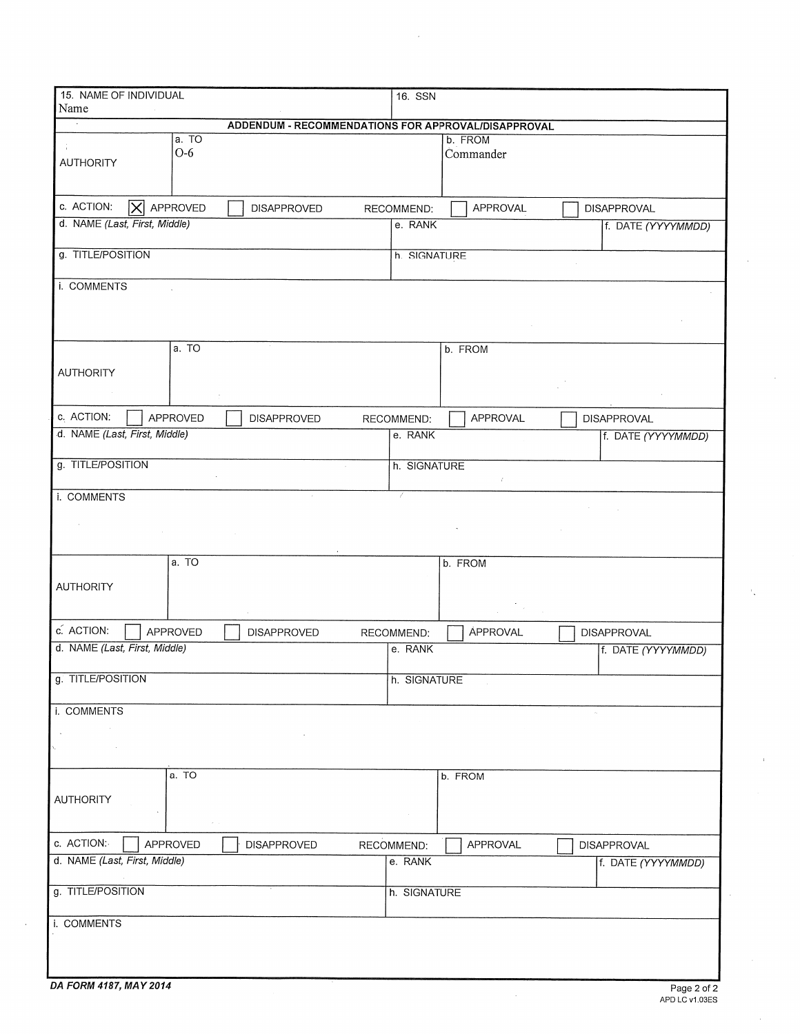| 15. NAME OF INDIVIDUAL<br>Name | 16. SSN |
|---|---|

**ADDENDUM - RECOMMENDATIONS FOR APPROVAL/DISAPPROVAL**

| AUTHORITY | a. TO<br>O-6 | b. FROM<br>Commander |
|---|---|---|

c. ACTION: [X] APPROVED [ ] DISAPPROVED RECOMMEND: [ ] APPROVAL [ ] DISAPPROVAL

| d. NAME *(Last, First, Middle)* | e. RANK | f. DATE *(YYYYMMDD)* |
|---|---|---|
| g. TITLE/POSITION | h. SIGNATURE | |

i. COMMENTS

| AUTHORITY | a. TO | b. FROM |
|---|---|---|

c. ACTION: [ ] APPROVED [ ] DISAPPROVED RECOMMEND: [ ] APPROVAL [ ] DISAPPROVAL

| d. NAME *(Last, First, Middle)* | e. RANK | f. DATE *(YYYYMMDD)* |
|---|---|---|
| g. TITLE/POSITION | h. SIGNATURE | |

i. COMMENTS

| AUTHORITY | a. TO | b. FROM |
|---|---|---|

c. ACTION: [ ] APPROVED [ ] DISAPPROVED RECOMMEND: [ ] APPROVAL [ ] DISAPPROVAL

| d. NAME *(Last, First, Middle)* | e. RANK | f. DATE *(YYYYMMDD)* |
|---|---|---|
| g. TITLE/POSITION | h. SIGNATURE | |

i. COMMENTS

| AUTHORITY | a. TO | b. FROM |
|---|---|---|

c. ACTION: [ ] APPROVED [ ] DISAPPROVED RECOMMEND: [ ] APPROVAL [ ] DISAPPROVAL

| d. NAME *(Last, First, Middle)* | e. RANK | f. DATE *(YYYYMMDD)* |
|---|---|---|
| g. TITLE/POSITION | h. SIGNATURE | |

i. COMMENTS

**DA FORM 4187, MAY 2014**

APD LC v1.03ES